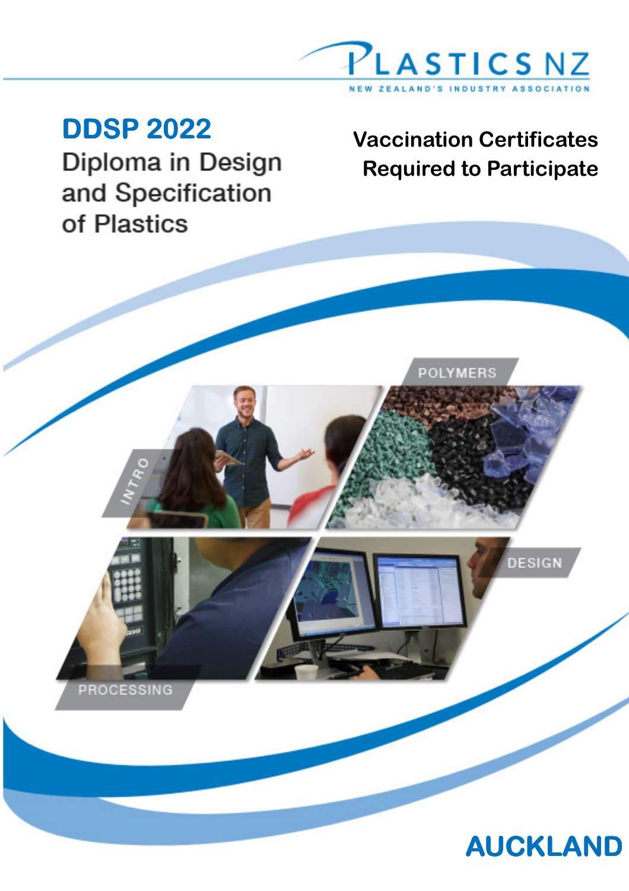PLASTICS NZ

NEW ZEALAND'S INDUSTRY ASSOCIATION

# DDSP 2022

## Diploma in Design and Specification of Plastics

**Vaccination Certificates Required to Participate**

INTRO

POLYMERS

PROCESSING

DESIGN

**AUCKLAND**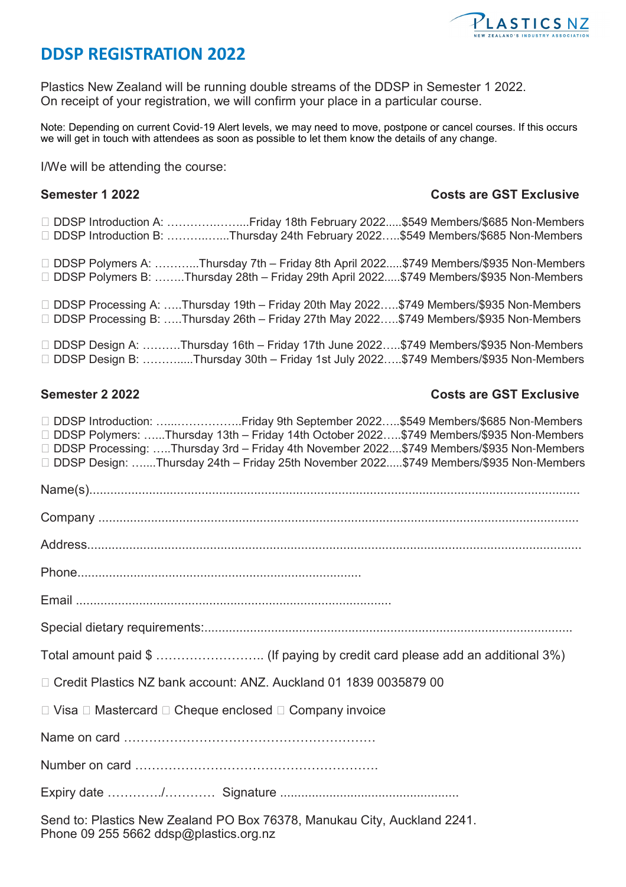# DDSP REGISTRATION 2022

Plastics New Zealand will be running double streams of the DDSP in Semester 1 2022.
On receipt of your registration, we will confirm your place in a particular course.

Note: Depending on current Covid-19 Alert levels, we may need to move, postpone or cancel courses. If this occurs we will get in touch with attendees as soon as possible to let them know the details of any change.

I/We will be attending the course:

**Semester 1 2022** **Costs are GST Exclusive**

- ☐ DDSP Introduction A: …………..……...Friday 18th February 2022.....$549 Members/$685 Non-Members
- ☐ DDSP Introduction B: ……………...Thursday 24th February 2022…..$549 Members/$685 Non-Members

- ☐ DDSP Polymers A: ………...Thursday 7th – Friday 8th April 2022.....$749 Members/$935 Non-Members
- ☐ DDSP Polymers B: ……..Thursday 28th – Friday 29th April 2022.....$749 Members/$935 Non-Members

- ☐ DDSP Processing A: …..Thursday 19th – Friday 20th May 2022…..$749 Members/$935 Non-Members
- ☐ DDSP Processing B: …..Thursday 26th – Friday 27th May 2022…..$749 Members/$935 Non-Members

- ☐ DDSP Design A: ……….Thursday 16th – Friday 17th June 2022…..$749 Members/$935 Non-Members
- ☐ DDSP Design B: ………....Thursday 30th – Friday 1st July 2022…..$749 Members/$935 Non-Members

**Semester 2 2022** **Costs are GST Exclusive**

- ☐ DDSP Introduction: …...……………..Friday 9th September 2022…..$549 Members/$685 Non-Members
- ☐ DDSP Polymers: …...Thursday 13th – Friday 14th October 2022…..$749 Members/$935 Non-Members
- ☐ DDSP Processing: …..Thursday 3rd – Friday 4th November 2022....$749 Members/$935 Non-Members
- ☐ DDSP Design: …....Thursday 24th – Friday 25th November 2022.....$749 Members/$935 Non-Members

Name(s)..........................................................................................................................................

Company ........................................................................................................................................

Address...........................................................................................................................................

Phone...............................................................................

Email ........................................................................................

Special dietary requirements:......................................................................................................

Total amount paid $ …………………….. (If paying by credit card please add an additional 3%)

☐ Credit Plastics NZ bank account: ANZ. Auckland 01 1839 0035879 00

☐ Visa ☐ Mastercard ☐ Cheque enclosed ☐ Company invoice

Name on card ……………………………………………………

Number on card …………………………………………………

Expiry date …………./………… Signature ..................................................

Send to: Plastics New Zealand PO Box 76378, Manukau City, Auckland 2241.
Phone 09 255 5662 ddsp@plastics.org.nz